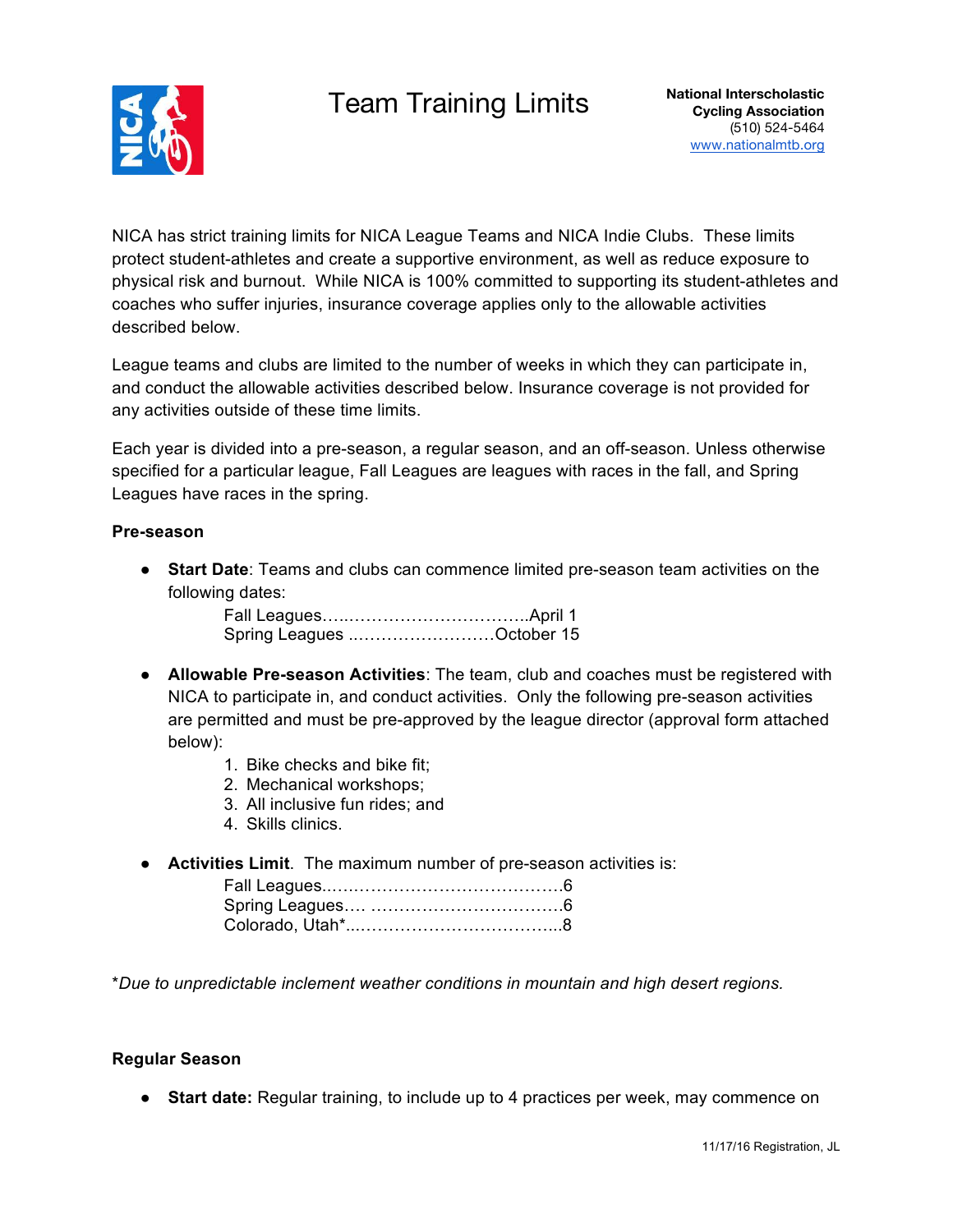# Team Training Limits

**National Interscholastic Cycling Association**
(510) 524-5464
www.nationalmtb.org

NICA has strict training limits for NICA League Teams and NICA Indie Clubs. These limits protect student-athletes and create a supportive environment, as well as reduce exposure to physical risk and burnout. While NICA is 100% committed to supporting its student-athletes and coaches who suffer injuries, insurance coverage applies only to the allowable activities described below.

League teams and clubs are limited to the number of weeks in which they can participate in, and conduct the allowable activities described below. Insurance coverage is not provided for any activities outside of these time limits.

Each year is divided into a pre-season, a regular season, and an off-season. Unless otherwise specified for a particular league, Fall Leagues are leagues with races in the fall, and Spring Leagues have races in the spring.

**Pre-season**

- **Start Date**: Teams and clubs can commence limited pre-season team activities on the following dates:
  - Fall Leagues…..…………………………..April 1
  - Spring Leagues ..……………………October 15
- **Allowable Pre-season Activities**: The team, club and coaches must be registered with NICA to participate in, and conduct activities. Only the following pre-season activities are permitted and must be pre-approved by the league director (approval form attached below):
  1. Bike checks and bike fit;
  2. Mechanical workshops;
  3. All inclusive fun rides; and
  4. Skills clinics.
- **Activities Limit**. The maximum number of pre-season activities is:
  - Fall Leagues..……………………………………6
  - Spring Leagues…. ……………………………..6
  - Colorado, Utah*..………………………………..8

*\*Due to unpredictable inclement weather conditions in mountain and high desert regions.*

**Regular Season**

- **Start date:** Regular training, to include up to 4 practices per week, may commence on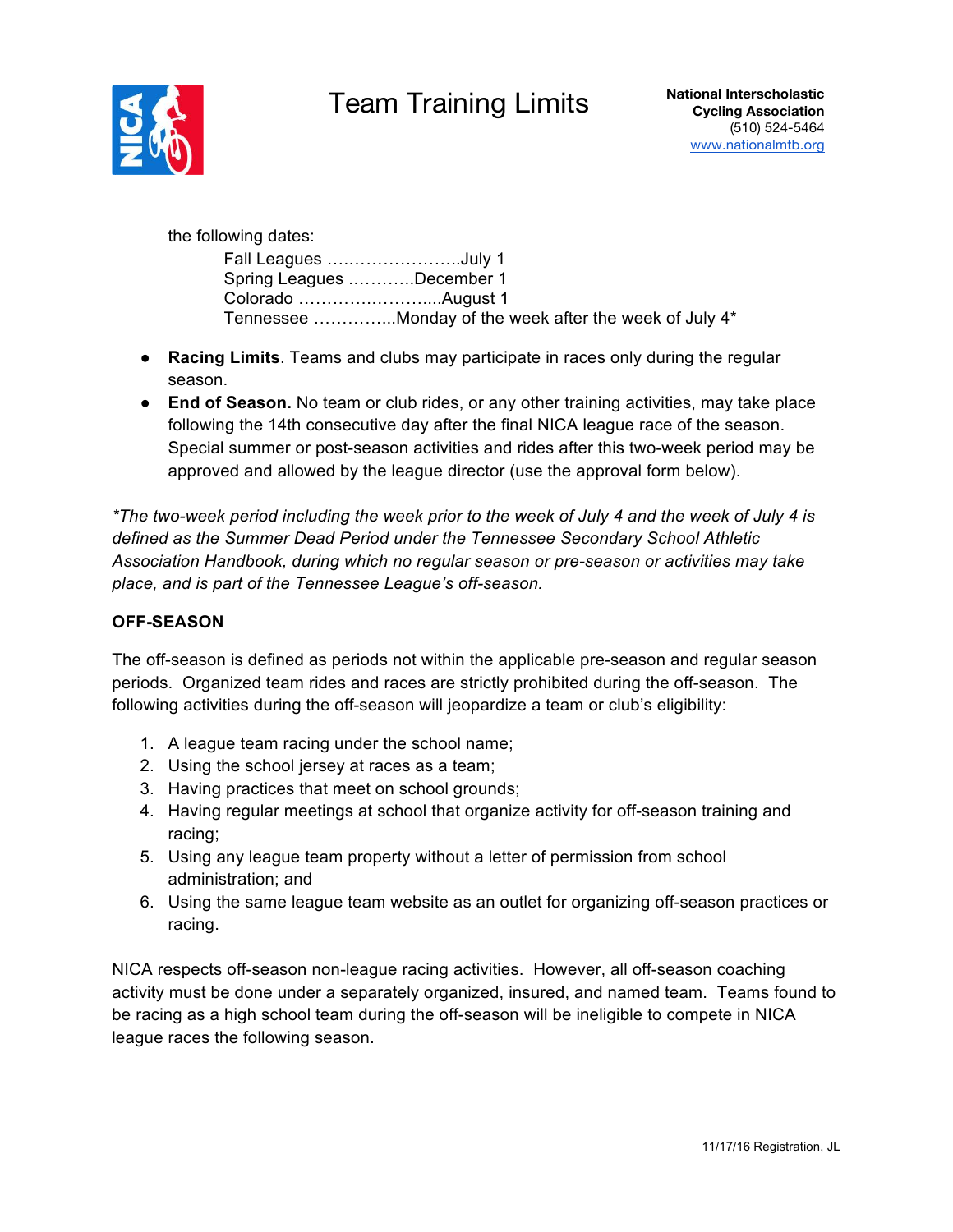the following dates:

Fall Leagues ……………………July 1
Spring Leagues …………December 1
Colorado ………….………...August 1
Tennessee …………...Monday of the week after the week of July 4*

- **Racing Limits**. Teams and clubs may participate in races only during the regular season.
- **End of Season.** No team or club rides, or any other training activities, may take place following the 14th consecutive day after the final NICA league race of the season. Special summer or post-season activities and rides after this two-week period may be approved and allowed by the league director (use the approval form below).

*\*The two-week period including the week prior to the week of July 4 and the week of July 4 is defined as the Summer Dead Period under the Tennessee Secondary School Athletic Association Handbook, during which no regular season or pre-season or activities may take place, and is part of the Tennessee League's off-season.*

**OFF-SEASON**

The off-season is defined as periods not within the applicable pre-season and regular season periods. Organized team rides and races are strictly prohibited during the off-season. The following activities during the off-season will jeopardize a team or club's eligibility:

1. A league team racing under the school name;
2. Using the school jersey at races as a team;
3. Having practices that meet on school grounds;
4. Having regular meetings at school that organize activity for off-season training and racing;
5. Using any league team property without a letter of permission from school administration; and
6. Using the same league team website as an outlet for organizing off-season practices or racing.

NICA respects off-season non-league racing activities. However, all off-season coaching activity must be done under a separately organized, insured, and named team. Teams found to be racing as a high school team during the off-season will be ineligible to compete in NICA league races the following season.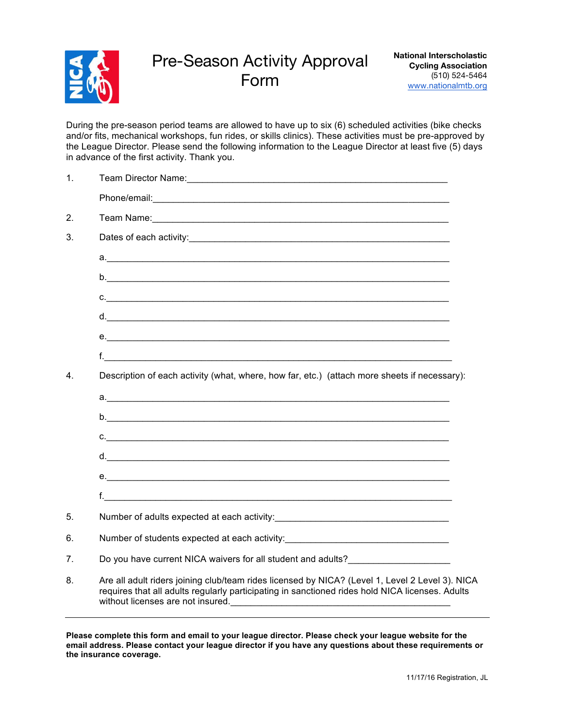# Pre-Season Activity Approval Form

**National Interscholastic Cycling Association**
(510) 524-5464
www.nationalmtb.org

During the pre-season period teams are allowed to have up to six (6) scheduled activities (bike checks and/or fits, mechanical workshops, fun rides, or skills clinics). These activities must be pre-approved by the League Director. Please send the following information to the League Director at least five (5) days in advance of the first activity. Thank you.

1. Team Director Name:\_\_\_\_\_\_\_\_\_\_\_\_\_\_\_\_\_\_\_\_\_\_\_\_\_\_\_\_\_\_\_\_\_\_\_\_\_\_\_\_\_\_\_\_\_\_\_\_

   Phone/email:\_\_\_\_\_\_\_\_\_\_\_\_\_\_\_\_\_\_\_\_\_\_\_\_\_\_\_\_\_\_\_\_\_\_\_\_\_\_\_\_\_\_\_\_\_\_\_\_\_\_\_\_\_\_

2. Team Name:\_\_\_\_\_\_\_\_\_\_\_\_\_\_\_\_\_\_\_\_\_\_\_\_\_\_\_\_\_\_\_\_\_\_\_\_\_\_\_\_\_\_\_\_\_\_\_\_\_\_\_\_\_\_\_

3. Dates of each activity:\_\_\_\_\_\_\_\_\_\_\_\_\_\_\_\_\_\_\_\_\_\_\_\_\_\_\_\_\_\_\_\_\_\_\_\_\_\_\_\_\_\_\_\_\_\_\_\_

   a.\_\_\_\_\_\_\_\_\_\_\_\_\_\_\_\_\_\_\_\_\_\_\_\_\_\_\_\_\_\_\_\_\_\_\_\_\_\_\_\_\_\_\_\_\_\_\_\_\_\_\_\_\_\_\_\_\_\_\_\_\_\_

   b.\_\_\_\_\_\_\_\_\_\_\_\_\_\_\_\_\_\_\_\_\_\_\_\_\_\_\_\_\_\_\_\_\_\_\_\_\_\_\_\_\_\_\_\_\_\_\_\_\_\_\_\_\_\_\_\_\_\_\_\_\_\_

   c.\_\_\_\_\_\_\_\_\_\_\_\_\_\_\_\_\_\_\_\_\_\_\_\_\_\_\_\_\_\_\_\_\_\_\_\_\_\_\_\_\_\_\_\_\_\_\_\_\_\_\_\_\_\_\_\_\_\_\_\_\_\_

   d.\_\_\_\_\_\_\_\_\_\_\_\_\_\_\_\_\_\_\_\_\_\_\_\_\_\_\_\_\_\_\_\_\_\_\_\_\_\_\_\_\_\_\_\_\_\_\_\_\_\_\_\_\_\_\_\_\_\_\_\_\_\_

   e.\_\_\_\_\_\_\_\_\_\_\_\_\_\_\_\_\_\_\_\_\_\_\_\_\_\_\_\_\_\_\_\_\_\_\_\_\_\_\_\_\_\_\_\_\_\_\_\_\_\_\_\_\_\_\_\_\_\_\_\_\_\_

   f.\_\_\_\_\_\_\_\_\_\_\_\_\_\_\_\_\_\_\_\_\_\_\_\_\_\_\_\_\_\_\_\_\_\_\_\_\_\_\_\_\_\_\_\_\_\_\_\_\_\_\_\_\_\_\_\_\_\_\_\_\_\_\_

4. Description of each activity (what, where, how far, etc.) (attach more sheets if necessary):

   a.\_\_\_\_\_\_\_\_\_\_\_\_\_\_\_\_\_\_\_\_\_\_\_\_\_\_\_\_\_\_\_\_\_\_\_\_\_\_\_\_\_\_\_\_\_\_\_\_\_\_\_\_\_\_\_\_\_\_\_\_\_\_

   b.\_\_\_\_\_\_\_\_\_\_\_\_\_\_\_\_\_\_\_\_\_\_\_\_\_\_\_\_\_\_\_\_\_\_\_\_\_\_\_\_\_\_\_\_\_\_\_\_\_\_\_\_\_\_\_\_\_\_\_\_\_\_

   c.\_\_\_\_\_\_\_\_\_\_\_\_\_\_\_\_\_\_\_\_\_\_\_\_\_\_\_\_\_\_\_\_\_\_\_\_\_\_\_\_\_\_\_\_\_\_\_\_\_\_\_\_\_\_\_\_\_\_\_\_\_\_

   d.\_\_\_\_\_\_\_\_\_\_\_\_\_\_\_\_\_\_\_\_\_\_\_\_\_\_\_\_\_\_\_\_\_\_\_\_\_\_\_\_\_\_\_\_\_\_\_\_\_\_\_\_\_\_\_\_\_\_\_\_\_\_

   e.\_\_\_\_\_\_\_\_\_\_\_\_\_\_\_\_\_\_\_\_\_\_\_\_\_\_\_\_\_\_\_\_\_\_\_\_\_\_\_\_\_\_\_\_\_\_\_\_\_\_\_\_\_\_\_\_\_\_\_\_\_\_

   f.\_\_\_\_\_\_\_\_\_\_\_\_\_\_\_\_\_\_\_\_\_\_\_\_\_\_\_\_\_\_\_\_\_\_\_\_\_\_\_\_\_\_\_\_\_\_\_\_\_\_\_\_\_\_\_\_\_\_\_\_\_\_\_

5. Number of adults expected at each activity:\_\_\_\_\_\_\_\_\_\_\_\_\_\_\_\_\_\_\_\_\_\_\_\_\_\_\_\_\_\_\_\_\_\_

6. Number of students expected at each activity:\_\_\_\_\_\_\_\_\_\_\_\_\_\_\_\_\_\_\_\_\_\_\_\_\_\_\_\_\_\_\_\_

7. Do you have current NICA waivers for all student and adults?\_\_\_\_\_\_\_\_\_\_\_\_\_\_\_\_\_\_\_\_

8. Are all adult riders joining club/team rides licensed by NICA? (Level 1, Level 2 Level 3). NICA requires that all adults regularly participating in sanctioned rides hold NICA licenses. Adults without licenses are not insured.\_\_\_\_\_\_\_\_\_\_\_\_\_\_\_\_\_\_\_\_\_\_\_\_\_\_\_\_\_\_\_\_\_\_\_\_\_\_\_\_\_\_

---

**Please complete this form and email to your league director. Please check your league website for the email address. Please contact your league director if you have any questions about these requirements or the insurance coverage.**

11/17/16 Registration, JL